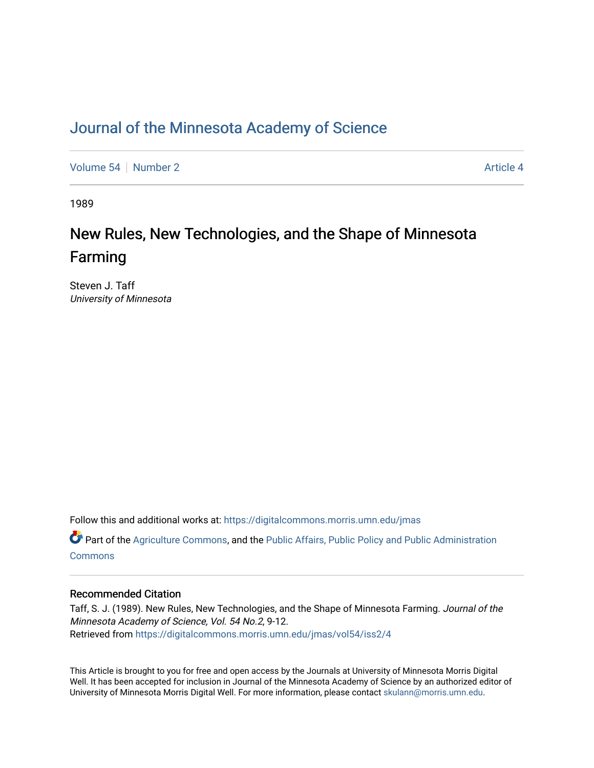# Journal of the Minnesota Academy of Science

Volume 54 | Number 2 | Article 4

1989

## New Rules, New Technologies, and the Shape of Minnesota Farming

Steven J. Taff
*University of Minnesota*

Follow this and additional works at: https://digitalcommons.morris.umn.edu/jmas

Part of the Agriculture Commons, and the Public Affairs, Public Policy and Public Administration Commons

### Recommended Citation

Taff, S. J. (1989). New Rules, New Technologies, and the Shape of Minnesota Farming. *Journal of the Minnesota Academy of Science, Vol. 54 No.2*, 9-12.
Retrieved from https://digitalcommons.morris.umn.edu/jmas/vol54/iss2/4

This Article is brought to you for free and open access by the Journals at University of Minnesota Morris Digital Well. It has been accepted for inclusion in Journal of the Minnesota Academy of Science by an authorized editor of University of Minnesota Morris Digital Well. For more information, please contact skulann@morris.umn.edu.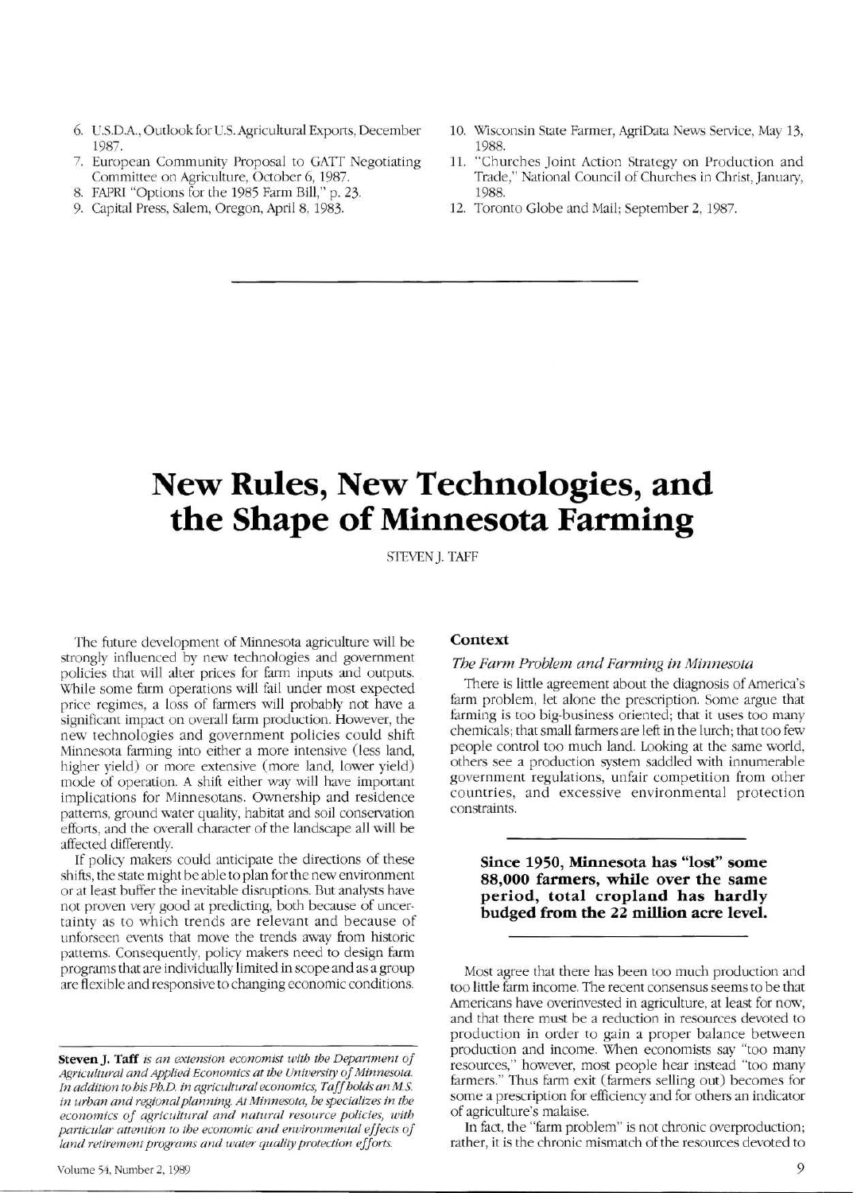6. U.S.D.A., Outlook for U.S. Agricultural Exports, December 1987.
7. European Community Proposal to GATT Negotiating Committee on Agriculture, October 6, 1987.
8. FAPRI "Options for the 1985 Farm Bill," p. 23.
9. Capital Press, Salem, Oregon, April 8, 1983.
10. Wisconsin State Farmer, AgriData News Service, May 13, 1988.
11. "Churches Joint Action Strategy on Production and Trade," National Council of Churches in Christ, January, 1988.
12. Toronto Globe and Mail; September 2, 1987.

---

# New Rules, New Technologies, and the Shape of Minnesota Farming

STEVEN J. TAFF

The future development of Minnesota agriculture will be strongly influenced by new technologies and government policies that will alter prices for farm inputs and outputs. While some farm operations will fail under most expected price regimes, a loss of farmers will probably not have a significant impact on overall farm production. However, the new technologies and government policies could shift Minnesota farming into either a more intensive (less land, higher yield) or more extensive (more land, lower yield) mode of operation. A shift either way will have important implications for Minnesotans. Ownership and residence patterns, ground water quality, habitat and soil conservation efforts, and the overall character of the landscape all will be affected differently.

If policy makers could anticipate the directions of these shifts, the state might be able to plan for the new environment or at least buffer the inevitable disruptions. But analysts have not proven very good at predicting, both because of uncertainty as to which trends are relevant and because of unforseen events that move the trends away from historic patterns. Consequently, policy makers need to design farm programs that are individually limited in scope and as a group are flexible and responsive to changing economic conditions.

**Steven J. Taff** *is an extension economist with the Department of Agricultural and Applied Economics at the University of Minnesota. In addition to his Ph.D. in agricultural economics, Taff holds an M.S. in urban and regional planning. At Minnesota, he specializes in the economics of agricultural and natural resource policies, with particular attention to the economic and environmental effects of land retirement programs and water quality protection efforts.*

## Context

### *The Farm Problem and Farming in Minnesota*

There is little agreement about the diagnosis of America's farm problem, let alone the prescription. Some argue that farming is too big-business oriented; that it uses too many chemicals; that small farmers are left in the lurch; that too few people control too much land. Looking at the same world, others see a production system saddled with innumerable government regulations, unfair competition from other countries, and excessive environmental protection constraints.

**Since 1950, Minnesota has "lost" some 88,000 farmers, while over the same period, total cropland has hardly budged from the 22 million acre level.**

Most agree that there has been too much production and too little farm income. The recent consensus seems to be that Americans have overinvested in agriculture, at least for now, and that there must be a reduction in resources devoted to production in order to gain a proper balance between production and income. When economists say "too many resources," however, most people hear instead "too many farmers." Thus farm exit (farmers selling out) becomes for some a prescription for efficiency and for others an indicator of agriculture's malaise.

In fact, the "farm problem" is not chronic overproduction; rather, it is the chronic mismatch of the resources devoted to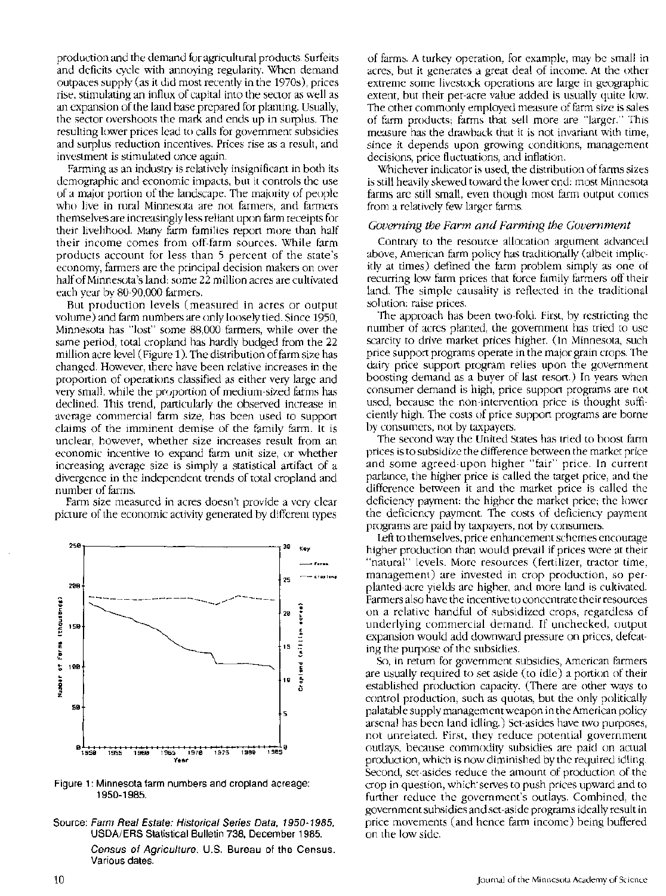production and the demand for agricultural products. Surfeits and deficits cycle with annoying regularity. When demand outpaces supply (as it did most recently in the 1970s), prices rise, stimulating an influx of capital into the sector as well as an expansion of the land base prepared for planting. Usually, the sector overshoots the mark and ends up in surplus. The resulting lower prices lead to calls for government subsidies and surplus reduction incentives. Prices rise as a result, and investment is stimulated once again.

Farming as an industry is relatively insignificant in both its demographic and economic impacts, but it controls the use of a major portion of the landscape. The majority of people who live in rural Minnesota are not farmers, and farmers themselves are increasingly less reliant upon farm receipts for their livelihood. Many farm families report more than half their income comes from off-farm sources. While farm products account for less than 5 percent of the state's economy, farmers are the principal decision makers on over half of Minnesota's land: some 22 million acres are cultivated each year by 80-90,000 farmers.

But production levels (measured in acres or output volume) and farm numbers are only loosely tied. Since 1950, Minnesota has "lost" some 88,000 farmers, while over the same period, total cropland has hardly budged from the 22 million acre level (Figure 1). The distribution of farm size has changed. However, there have been relative increases in the proportion of operations classified as either very large and very small, while the proportion of medium-sized farms has declined. This trend, particularly the observed increase in average commercial farm size, has been used to support claims of the imminent demise of the family farm. It is unclear, however, whether size increases result from an economic incentive to expand farm unit size, or whether increasing average size is simply a statistical artifact of a divergence in the independent trends of total cropland and number of farms.

Farm size measured in acres doesn't provide a very clear picture of the economic activity generated by different types

Figure 1: Minnesota farm numbers and cropland acreage: 1950-1985.

Source: *Farm Real Estate: Historical Series Data, 1950-1985.* USDA/ERS Statistical Bulletin 738, December 1985.
*Census of Agriculture.* U.S. Bureau of the Census. Various dates.

of farms. A turkey operation, for example, may be small in acres, but it generates a great deal of income. At the other extreme some livestock operations are large in geographic extent, but their per-acre value added is usually quite low. The other commonly employed measure of farm size is sales of farm products; farms that sell more are "larger." This measure has the drawback that it is not invariant with time, since it depends upon growing conditions, management decisions, price fluctuations, and inflation.

Whichever indicator is used, the distribution of farms sizes is still heavily skewed toward the lower end: most Minnesota farms are still small, even though most farm output comes from a relatively few larger farms.

### *Governing the Farm and Farming the Government*

Contrary to the resource allocation argument advanced above, American farm policy has traditionally (albeit implicitly at times) defined the farm problem simply as one of recurring low farm prices that force family farmers off their land. The simple causality is reflected in the traditional solution: raise prices.

The approach has been two-fold. First, by restricting the number of acres planted, the government has tried to use scarcity to drive market prices higher. (In Minnesota, such price support programs operate in the major grain crops. The dairy price support program relies upon the government boosting demand as a buyer of last resort.) In years when consumer demand is high, price support programs are not used, because the non-intervention price is thought sufficiently high. The costs of price support programs are borne by consumers, not by taxpayers.

The second way the United States has tried to boost farm prices is to subsidize the difference between the market price and some agreed-upon higher "fair" price. In current parlance, the higher price is called the target price, and the difference between it and the market price is called the deficiency payment: the higher the market price; the lower the deficiency payment. The costs of deficiency payment programs are paid by taxpayers, not by consumers.

Left to themselves, price enhancement schemes encourage higher production than would prevail if prices were at their "natural" levels. More resources (fertilizer, tractor time, management) are invested in crop production, so per-planted-acre yields are higher, and more land is cultivated. Farmers also have the incentive to concentrate their resources on a relative handful of subsidized crops, regardless of underlying commercial demand. If unchecked, output expansion would add downward pressure on prices, defeating the purpose of the subsidies.

So, in return for government subsidies, American farmers are usually required to set aside (to idle) a portion of their established production capacity. (There are other ways to control production, such as quotas, but the only politically palatable supply management weapon in the American policy arsenal has been land idling.) Set-asides have two purposes, not unrelated. First, they reduce potential government outlays, because commodity subsidies are paid on actual production, which is now diminished by the required idling. Second, set-asides reduce the amount of production of the crop in question, which serves to push prices upward and to further reduce the government's outlays. Combined, the government subsidies and set-aside programs ideally result in price movements (and hence farm income) being buffered on the low side.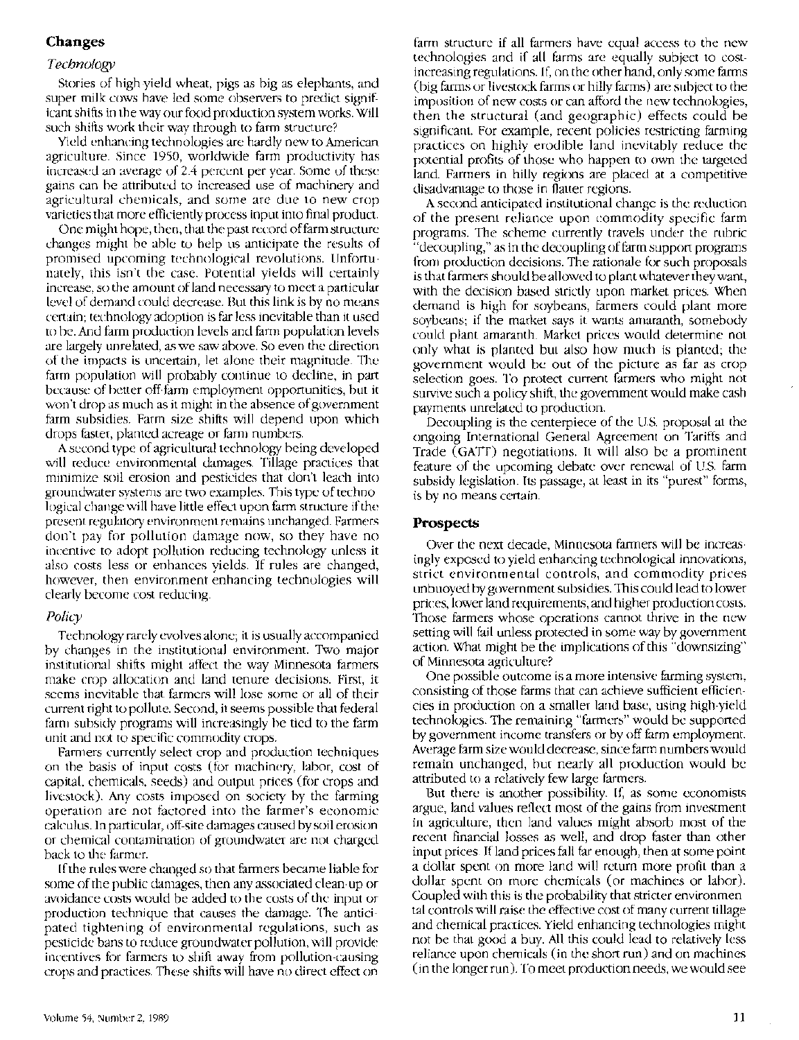## Changes

### *Technology*

Stories of high yield wheat, pigs as big as elephants, and super milk cows have led some observers to predict significant shifts in the way our food production system works. Will such shifts work their way through to farm structure?

Yield enhancing technologies are hardly new to American agriculture. Since 1950, worldwide farm productivity has increased an average of 2.4 percent per year. Some of these gains can be attributed to increased use of machinery and agricultural chemicals, and some are due to new crop varieties that more efficiently process input into final product.

One might hope, then, that the past record of farm structure changes might be able to help us anticipate the results of promised upcoming technological revolutions. Unfortunately, this isn't the case. Potential yields will certainly increase, so the amount of land necessary to meet a particular level of demand could decrease. But this link is by no means certain; technology adoption is far less inevitable than it used to be. And farm production levels and farm population levels are largely unrelated, as we saw above. So even the direction of the impacts is uncertain, let alone their magnitude. The farm population will probably continue to decline, in part because of better off-farm employment opportunities, but it won't drop as much as it might in the absence of government farm subsidies. Farm size shifts will depend upon which drops faster, planted acreage or farm numbers.

A second type of agricultural technology being developed will reduce environmental damages. Tillage practices that minimize soil erosion and pesticides that don't leach into groundwater systems are two examples. This type of technological change will have little effect upon farm structure if the present regulatory environment remains unchanged. Farmers don't pay for pollution damage now, so they have no incentive to adopt pollution reducing technology unless it also costs less or enhances yields. If rules are changed, however, then environment enhancing technologies will clearly become cost reducing.

### *Policy*

Technology rarely evolves alone; it is usually accompanied by changes in the institutional environment. Two major institutional shifts might affect the way Minnesota farmers make crop allocation and land tenure decisions. First, it seems inevitable that farmers will lose some or all of their current right to pollute. Second, it seems possible that federal farm subsidy programs will increasingly be tied to the farm unit and not to specific commodity crops.

Farmers currently select crop and production techniques on the basis of input costs (for machinery, labor, cost of capital, chemicals, seeds) and output prices (for crops and livestock). Any costs imposed on society by the farming operation are not factored into the farmer's economic calculus. In particular, off-site damages caused by soil erosion or chemical contamination of groundwater are not charged back to the farmer.

If the rules were changed so that farmers became liable for some of the public damages, then any associated clean-up or avoidance costs would be added to the costs of the input or production technique that causes the damage. The anticipated tightening of environmental regulations, such as pesticide bans to reduce groundwater pollution, will provide incentives for farmers to shift away from pollution-causing crops and practices. These shifts will have no direct effect on farm structure if all farmers have equal access to the new technologies and if all farms are equally subject to cost-increasing regulations. If, on the other hand, only some farms (big farms or livestock farms or hilly farms) are subject to the imposition of new costs or can afford the new technologies, then the structural (and geographic) effects could be significant. For example, recent policies restricting farming practices on highly erodible land inevitably reduce the potential profits of those who happen to own the targeted land. Farmers in hilly regions are placed at a competitive disadvantage to those in flatter regions.

A second anticipated institutional change is the reduction of the present reliance upon commodity specific farm programs. The scheme currently travels under the rubric "decoupling," as in the decoupling of farm support programs from production decisions. The rationale for such proposals is that farmers should be allowed to plant whatever they want, with the decision based strictly upon market prices. When demand is high for soybeans, farmers could plant more soybeans; if the market says it wants amaranth, somebody could plant amaranth. Market prices would determine not only what is planted but also how much is planted; the government would be out of the picture as far as crop selection goes. To protect current farmers who might not survive such a policy shift, the government would make cash payments unrelated to production.

Decoupling is the centerpiece of the U.S. proposal at the ongoing International General Agreement on Tariffs and Trade (GATT) negotiations. It will also be a prominent feature of the upcoming debate over renewal of U.S. farm subsidy legislation. Its passage, at least in its "purest" forms, is by no means certain.

## Prospects

Over the next decade, Minnesota farmers will be increasingly exposed to yield enhancing technological innovations, strict environmental controls, and commodity prices unbuoyed by government subsidies. This could lead to lower prices, lower land requirements, and higher production costs. Those farmers whose operations cannot thrive in the new setting will fail unless protected in some way by government action. What might be the implications of this "downsizing" of Minnesota agriculture?

One possible outcome is a more intensive farming system, consisting of those farms that can achieve sufficient efficiencies in production on a smaller land base, using high-yield technologies. The remaining "farmers" would be supported by government income transfers or by off farm employment. Average farm size would decrease, since farm numbers would remain unchanged, but nearly all production would be attributed to a relatively few large farmers.

But there is another possibility. If, as some economists argue, land values reflect most of the gains from investment in agriculture, then land values might absorb most of the recent financial losses as well, and drop faster than other input prices. If land prices fall far enough, then at some point a dollar spent on more land will return more profit than a dollar spent on more chemicals (or machines or labor). Coupled with this is the probability that stricter environmental controls will raise the effective cost of many current tillage and chemical practices. Yield enhancing technologies might not be that good a buy. All this could lead to relatively less reliance upon chemicals (in the short run) and on machines (in the longer run). To meet production needs, we would see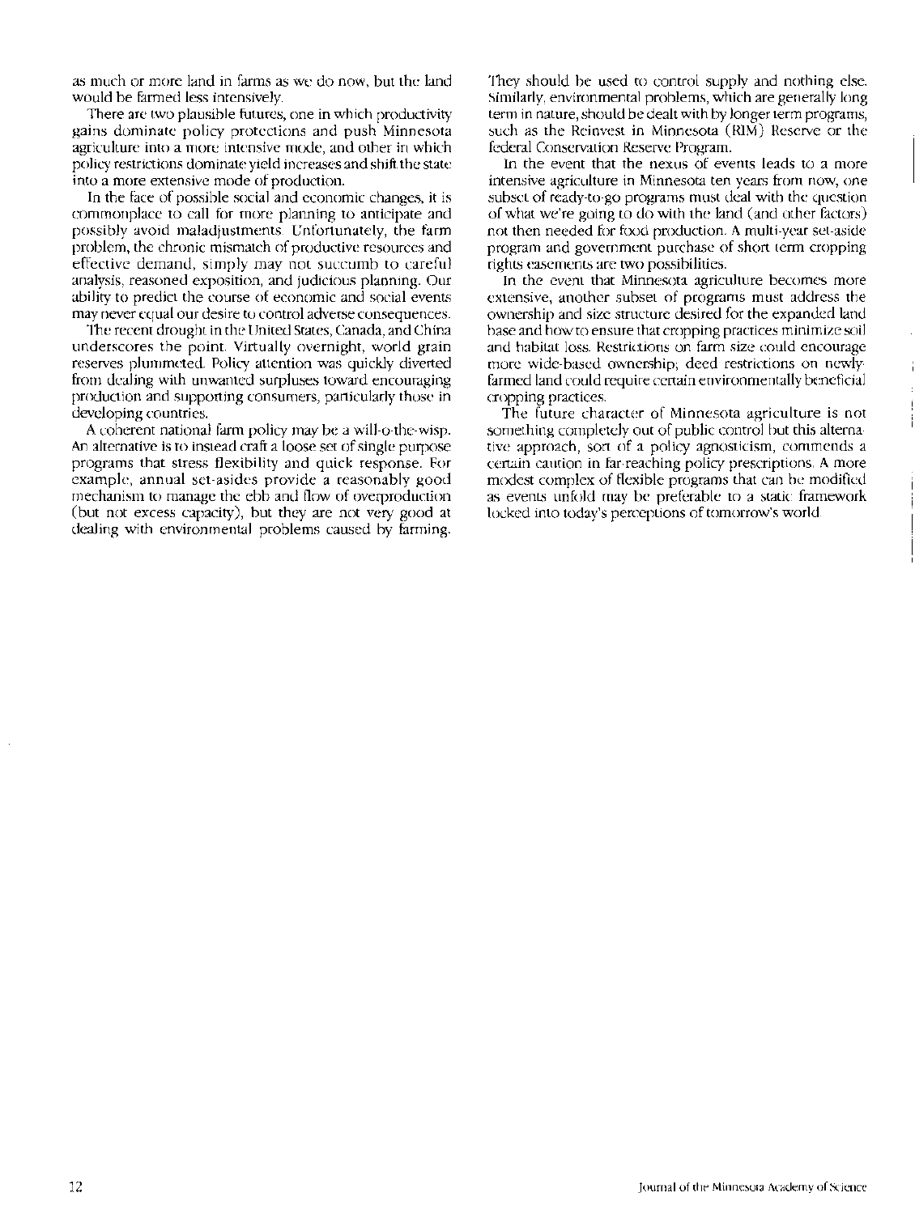as much or more land in farms as we do now, but the land would be farmed less intensively.

There are two plausible futures, one in which productivity gains dominate policy protections and push Minnesota agriculture into a more intensive mode, and other in which policy restrictions dominate yield increases and shift the state into a more extensive mode of production.

In the face of possible social and economic changes, it is commonplace to call for more planning to anticipate and possibly avoid maladjustments. Unfortunately, the farm problem, the chronic mismatch of productive resources and effective demand, simply may not succumb to careful analysis, reasoned exposition, and judicious planning. Our ability to predict the course of economic and social events may never equal our desire to control adverse consequences.

The recent drought in the United States, Canada, and China underscores the point. Virtually overnight, world grain reserves plummeted. Policy attention was quickly diverted from dealing with unwanted surpluses toward encouraging production and supporting consumers, particularly those in developing countries.

A coherent national farm policy may be a will-o-the-wisp. An alternative is to instead craft a loose set of single purpose programs that stress flexibility and quick response. For example, annual set-asides provide a reasonably good mechanism to manage the ebb and flow of overproduction (but not excess capacity), but they are not very good at dealing with environmental problems caused by farming. They should be used to control supply and nothing else. Similarly, environmental problems, which are generally long term in nature, should be dealt with by longer term programs, such as the Reinvest in Minnesota (RIM) Reserve or the federal Conservation Reserve Program.

In the event that the nexus of events leads to a more intensive agriculture in Minnesota ten years from now, one subset of ready-to-go programs must deal with the question of what we're going to do with the land (and other factors) not then needed for food production. A multi-year set-aside program and government purchase of short term cropping rights easements are two possibilities.

In the event that Minnesota agriculture becomes more extensive, another subset of programs must address the ownership and size structure desired for the expanded land base and how to ensure that cropping practices minimize soil and habitat loss. Restrictions on farm size could encourage more wide-based ownership; deed restrictions on newly-farmed land could require certain environmentally beneficial cropping practices.

The future character of Minnesota agriculture is not something completely out of public control but this alternative approach, sort of a policy agnosticism, commends a certain caution in far-reaching policy prescriptions. A more modest complex of flexible programs that can be modified as events unfold may be preferable to a static framework locked into today's perceptions of tomorrow's world.